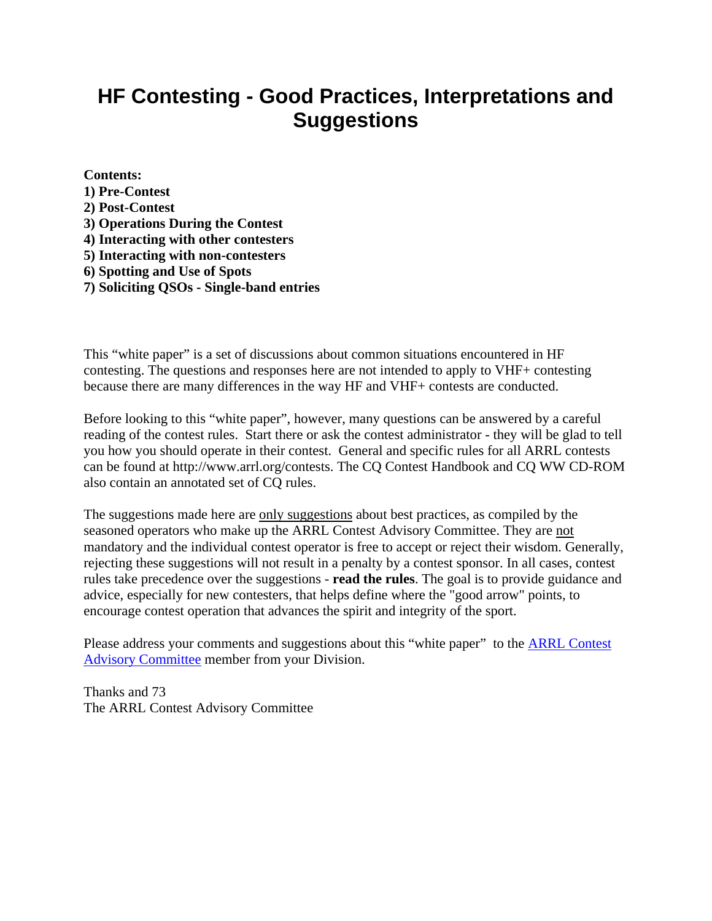# HF Contesting - Good Practices, Interpretations and Suggestions

**Contents:**
**1) Pre-Contest**
**2) Post-Contest**
**3) Operations During the Contest**
**4) Interacting with other contesters**
**5) Interacting with non-contesters**
**6) Spotting and Use of Spots**
**7) Soliciting QSOs - Single-band entries**

This "white paper" is a set of discussions about common situations encountered in HF contesting. The questions and responses here are not intended to apply to VHF+ contesting because there are many differences in the way HF and VHF+ contests are conducted.

Before looking to this "white paper", however, many questions can be answered by a careful reading of the contest rules. Start there or ask the contest administrator - they will be glad to tell you how you should operate in their contest. General and specific rules for all ARRL contests can be found at http://www.arrl.org/contests. The CQ Contest Handbook and CQ WW CD-ROM also contain an annotated set of CQ rules.

The suggestions made here are <u>only suggestions</u> about best practices, as compiled by the seasoned operators who make up the ARRL Contest Advisory Committee. They are <u>not</u> mandatory and the individual contest operator is free to accept or reject their wisdom. Generally, rejecting these suggestions will not result in a penalty by a contest sponsor. In all cases, contest rules take precedence over the suggestions - **read the rules**. The goal is to provide guidance and advice, especially for new contesters, that helps define where the "good arrow" points, to encourage contest operation that advances the spirit and integrity of the sport.

Please address your comments and suggestions about this "white paper" to the ARRL Contest Advisory Committee member from your Division.

Thanks and 73
The ARRL Contest Advisory Committee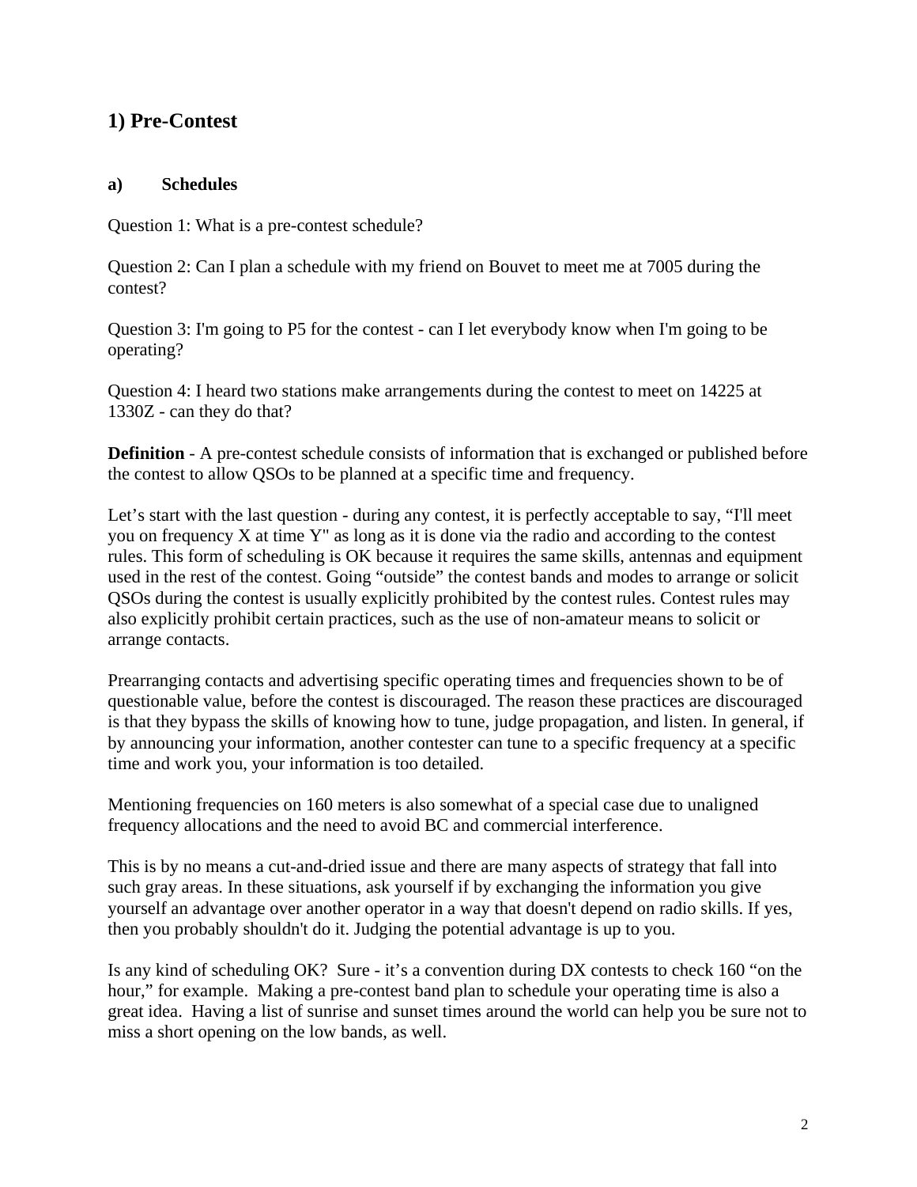## 1) Pre-Contest

### a) Schedules

Question 1: What is a pre-contest schedule?

Question 2: Can I plan a schedule with my friend on Bouvet to meet me at 7005 during the contest?

Question 3: I'm going to P5 for the contest - can I let everybody know when I'm going to be operating?

Question 4: I heard two stations make arrangements during the contest to meet on 14225 at 1330Z - can they do that?

**Definition** - A pre-contest schedule consists of information that is exchanged or published before the contest to allow QSOs to be planned at a specific time and frequency.

Let's start with the last question - during any contest, it is perfectly acceptable to say, "I'll meet you on frequency X at time Y" as long as it is done via the radio and according to the contest rules. This form of scheduling is OK because it requires the same skills, antennas and equipment used in the rest of the contest. Going "outside" the contest bands and modes to arrange or solicit QSOs during the contest is usually explicitly prohibited by the contest rules. Contest rules may also explicitly prohibit certain practices, such as the use of non-amateur means to solicit or arrange contacts.

Prearranging contacts and advertising specific operating times and frequencies shown to be of questionable value, before the contest is discouraged. The reason these practices are discouraged is that they bypass the skills of knowing how to tune, judge propagation, and listen. In general, if by announcing your information, another contester can tune to a specific frequency at a specific time and work you, your information is too detailed.

Mentioning frequencies on 160 meters is also somewhat of a special case due to unaligned frequency allocations and the need to avoid BC and commercial interference.

This is by no means a cut-and-dried issue and there are many aspects of strategy that fall into such gray areas. In these situations, ask yourself if by exchanging the information you give yourself an advantage over another operator in a way that doesn't depend on radio skills. If yes, then you probably shouldn't do it. Judging the potential advantage is up to you.

Is any kind of scheduling OK? Sure - it's a convention during DX contests to check 160 "on the hour," for example. Making a pre-contest band plan to schedule your operating time is also a great idea. Having a list of sunrise and sunset times around the world can help you be sure not to miss a short opening on the low bands, as well.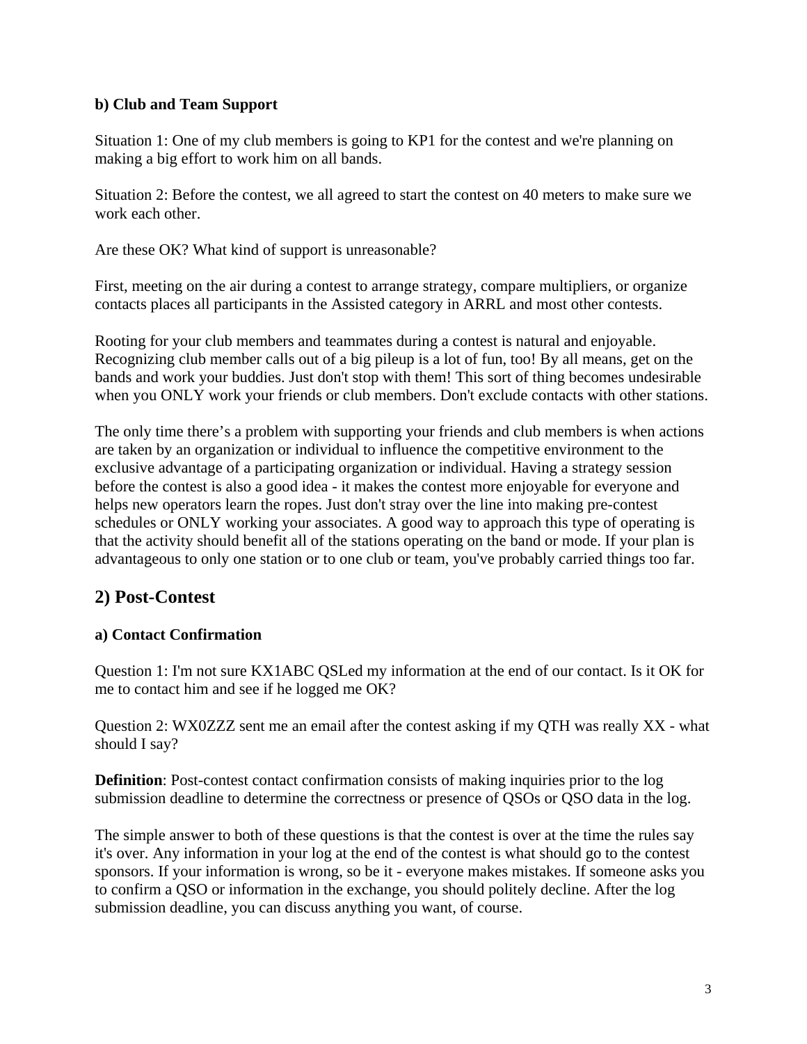### b) Club and Team Support

Situation 1: One of my club members is going to KP1 for the contest and we're planning on making a big effort to work him on all bands.

Situation 2: Before the contest, we all agreed to start the contest on 40 meters to make sure we work each other.

Are these OK? What kind of support is unreasonable?

First, meeting on the air during a contest to arrange strategy, compare multipliers, or organize contacts places all participants in the Assisted category in ARRL and most other contests.

Rooting for your club members and teammates during a contest is natural and enjoyable. Recognizing club member calls out of a big pileup is a lot of fun, too! By all means, get on the bands and work your buddies. Just don't stop with them! This sort of thing becomes undesirable when you ONLY work your friends or club members. Don't exclude contacts with other stations.

The only time there's a problem with supporting your friends and club members is when actions are taken by an organization or individual to influence the competitive environment to the exclusive advantage of a participating organization or individual. Having a strategy session before the contest is also a good idea - it makes the contest more enjoyable for everyone and helps new operators learn the ropes. Just don't stray over the line into making pre-contest schedules or ONLY working your associates. A good way to approach this type of operating is that the activity should benefit all of the stations operating on the band or mode. If your plan is advantageous to only one station or to one club or team, you've probably carried things too far.

## 2) Post-Contest

### a) Contact Confirmation

Question 1: I'm not sure KX1ABC QSLed my information at the end of our contact. Is it OK for me to contact him and see if he logged me OK?

Question 2: WX0ZZZ sent me an email after the contest asking if my QTH was really XX - what should I say?

**Definition**: Post-contest contact confirmation consists of making inquiries prior to the log submission deadline to determine the correctness or presence of QSOs or QSO data in the log.

The simple answer to both of these questions is that the contest is over at the time the rules say it's over. Any information in your log at the end of the contest is what should go to the contest sponsors. If your information is wrong, so be it - everyone makes mistakes. If someone asks you to confirm a QSO or information in the exchange, you should politely decline. After the log submission deadline, you can discuss anything you want, of course.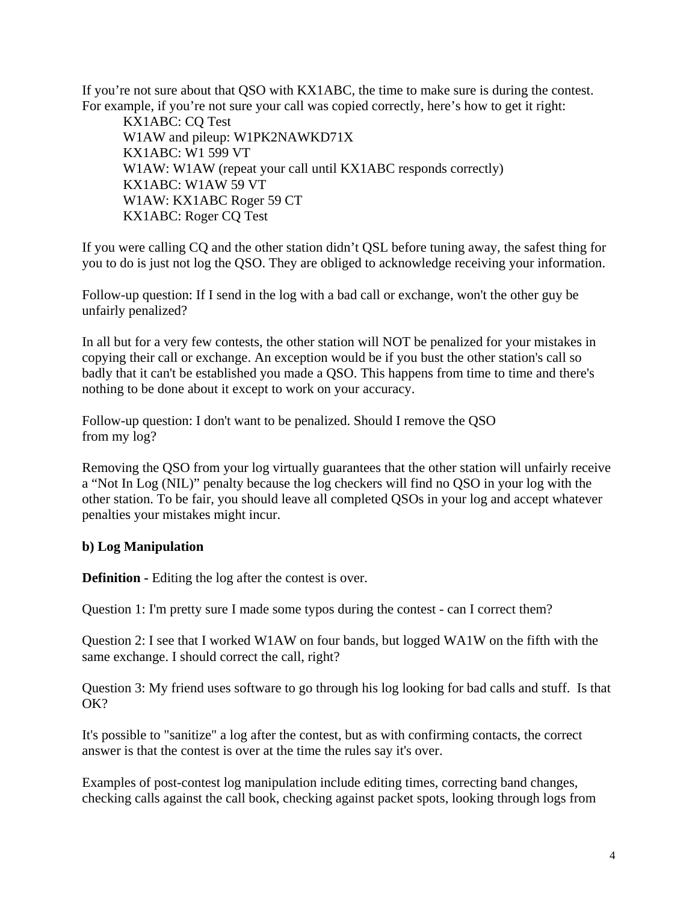If you're not sure about that QSO with KX1ABC, the time to make sure is during the contest. For example, if you're not sure your call was copied correctly, here's how to get it right:

> KX1ABC: CQ Test
> W1AW and pileup: W1PK2NAWKD71X
> KX1ABC: W1 599 VT
> W1AW: W1AW (repeat your call until KX1ABC responds correctly)
> KX1ABC: W1AW 59 VT
> W1AW: KX1ABC Roger 59 CT
> KX1ABC: Roger CQ Test

If you were calling CQ and the other station didn't QSL before tuning away, the safest thing for you to do is just not log the QSO. They are obliged to acknowledge receiving your information.

Follow-up question: If I send in the log with a bad call or exchange, won't the other guy be unfairly penalized?

In all but for a very few contests, the other station will NOT be penalized for your mistakes in copying their call or exchange. An exception would be if you bust the other station's call so badly that it can't be established you made a QSO. This happens from time to time and there's nothing to be done about it except to work on your accuracy.

Follow-up question: I don't want to be penalized. Should I remove the QSO from my log?

Removing the QSO from your log virtually guarantees that the other station will unfairly receive a "Not In Log (NIL)" penalty because the log checkers will find no QSO in your log with the other station. To be fair, you should leave all completed QSOs in your log and accept whatever penalties your mistakes might incur.

**b) Log Manipulation**

**Definition -** Editing the log after the contest is over.

Question 1: I'm pretty sure I made some typos during the contest - can I correct them?

Question 2: I see that I worked W1AW on four bands, but logged WA1W on the fifth with the same exchange. I should correct the call, right?

Question 3: My friend uses software to go through his log looking for bad calls and stuff. Is that OK?

It's possible to "sanitize" a log after the contest, but as with confirming contacts, the correct answer is that the contest is over at the time the rules say it's over.

Examples of post-contest log manipulation include editing times, correcting band changes, checking calls against the call book, checking against packet spots, looking through logs from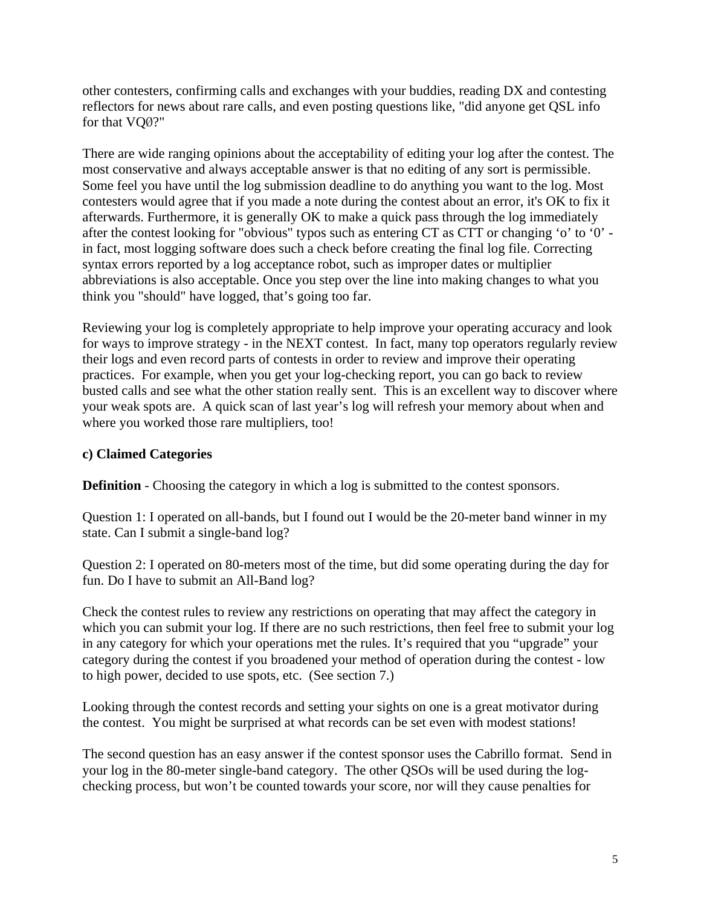other contesters, confirming calls and exchanges with your buddies, reading DX and contesting reflectors for news about rare calls, and even posting questions like, "did anyone get QSL info for that VQØ?"

There are wide ranging opinions about the acceptability of editing your log after the contest. The most conservative and always acceptable answer is that no editing of any sort is permissible. Some feel you have until the log submission deadline to do anything you want to the log. Most contesters would agree that if you made a note during the contest about an error, it's OK to fix it afterwards. Furthermore, it is generally OK to make a quick pass through the log immediately after the contest looking for "obvious" typos such as entering CT as CTT or changing 'o' to '0' - in fact, most logging software does such a check before creating the final log file. Correcting syntax errors reported by a log acceptance robot, such as improper dates or multiplier abbreviations is also acceptable. Once you step over the line into making changes to what you think you "should" have logged, that's going too far.

Reviewing your log is completely appropriate to help improve your operating accuracy and look for ways to improve strategy - in the NEXT contest. In fact, many top operators regularly review their logs and even record parts of contests in order to review and improve their operating practices. For example, when you get your log-checking report, you can go back to review busted calls and see what the other station really sent. This is an excellent way to discover where your weak spots are. A quick scan of last year's log will refresh your memory about when and where you worked those rare multipliers, too!

**c) Claimed Categories**

**Definition** - Choosing the category in which a log is submitted to the contest sponsors.

Question 1: I operated on all-bands, but I found out I would be the 20-meter band winner in my state. Can I submit a single-band log?

Question 2: I operated on 80-meters most of the time, but did some operating during the day for fun. Do I have to submit an All-Band log?

Check the contest rules to review any restrictions on operating that may affect the category in which you can submit your log. If there are no such restrictions, then feel free to submit your log in any category for which your operations met the rules. It's required that you "upgrade" your category during the contest if you broadened your method of operation during the contest - low to high power, decided to use spots, etc. (See section 7.)

Looking through the contest records and setting your sights on one is a great motivator during the contest. You might be surprised at what records can be set even with modest stations!

The second question has an easy answer if the contest sponsor uses the Cabrillo format. Send in your log in the 80-meter single-band category. The other QSOs will be used during the log-checking process, but won't be counted towards your score, nor will they cause penalties for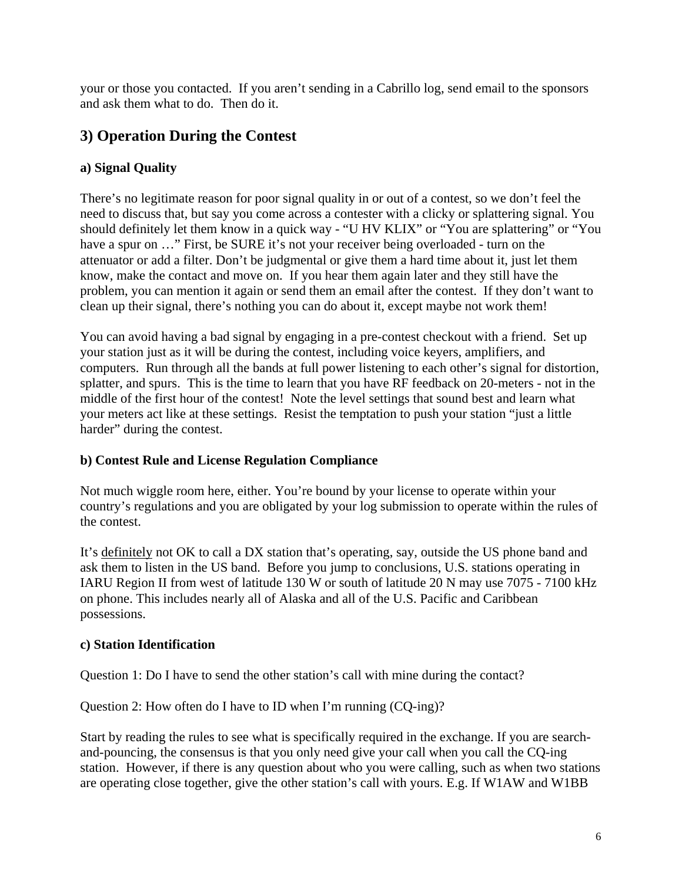your or those you contacted.  If you aren't sending in a Cabrillo log, send email to the sponsors and ask them what to do.  Then do it.

## 3) Operation During the Contest

### a) Signal Quality

There's no legitimate reason for poor signal quality in or out of a contest, so we don't feel the need to discuss that, but say you come across a contester with a clicky or splattering signal. You should definitely let them know in a quick way - "U HV KLIX" or "You are splattering" or "You have a spur on …" First, be SURE it's not your receiver being overloaded - turn on the attenuator or add a filter. Don't be judgmental or give them a hard time about it, just let them know, make the contact and move on.  If you hear them again later and they still have the problem, you can mention it again or send them an email after the contest.  If they don't want to clean up their signal, there's nothing you can do about it, except maybe not work them!

You can avoid having a bad signal by engaging in a pre-contest checkout with a friend.  Set up your station just as it will be during the contest, including voice keyers, amplifiers, and computers.  Run through all the bands at full power listening to each other's signal for distortion, splatter, and spurs.  This is the time to learn that you have RF feedback on 20-meters - not in the middle of the first hour of the contest!  Note the level settings that sound best and learn what your meters act like at these settings.  Resist the temptation to push your station "just a little harder" during the contest.

### b) Contest Rule and License Regulation Compliance

Not much wiggle room here, either. You're bound by your license to operate within your country's regulations and you are obligated by your log submission to operate within the rules of the contest.

It's <u>definitely</u> not OK to call a DX station that's operating, say, outside the US phone band and ask them to listen in the US band.  Before you jump to conclusions, U.S. stations operating in IARU Region II from west of latitude 130 W or south of latitude 20 N may use 7075 - 7100 kHz on phone. This includes nearly all of Alaska and all of the U.S. Pacific and Caribbean possessions.

### c) Station Identification

Question 1: Do I have to send the other station's call with mine during the contact?

Question 2: How often do I have to ID when I'm running (CQ-ing)?

Start by reading the rules to see what is specifically required in the exchange. If you are search-and-pouncing, the consensus is that you only need give your call when you call the CQ-ing station.  However, if there is any question about who you were calling, such as when two stations are operating close together, give the other station's call with yours. E.g. If W1AW and W1BB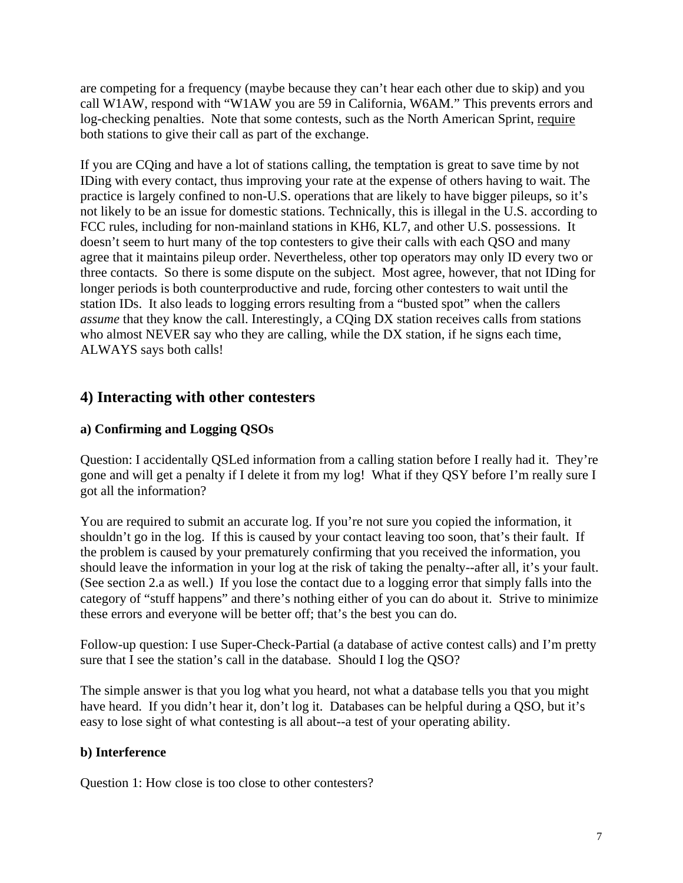are competing for a frequency (maybe because they can't hear each other due to skip) and you call W1AW, respond with "W1AW you are 59 in California, W6AM." This prevents errors and log-checking penalties. Note that some contests, such as the North American Sprint, require both stations to give their call as part of the exchange.

If you are CQing and have a lot of stations calling, the temptation is great to save time by not IDing with every contact, thus improving your rate at the expense of others having to wait. The practice is largely confined to non-U.S. operations that are likely to have bigger pileups, so it's not likely to be an issue for domestic stations. Technically, this is illegal in the U.S. according to FCC rules, including for non-mainland stations in KH6, KL7, and other U.S. possessions. It doesn't seem to hurt many of the top contesters to give their calls with each QSO and many agree that it maintains pileup order. Nevertheless, other top operators may only ID every two or three contacts. So there is some dispute on the subject. Most agree, however, that not IDing for longer periods is both counterproductive and rude, forcing other contesters to wait until the station IDs. It also leads to logging errors resulting from a "busted spot" when the callers *assume* that they know the call. Interestingly, a CQing DX station receives calls from stations who almost NEVER say who they are calling, while the DX station, if he signs each time, ALWAYS says both calls!

## 4) Interacting with other contesters

### a) Confirming and Logging QSOs

Question: I accidentally QSLed information from a calling station before I really had it. They're gone and will get a penalty if I delete it from my log! What if they QSY before I'm really sure I got all the information?

You are required to submit an accurate log. If you're not sure you copied the information, it shouldn't go in the log. If this is caused by your contact leaving too soon, that's their fault. If the problem is caused by your prematurely confirming that you received the information, you should leave the information in your log at the risk of taking the penalty--after all, it's your fault. (See section 2.a as well.) If you lose the contact due to a logging error that simply falls into the category of "stuff happens" and there's nothing either of you can do about it. Strive to minimize these errors and everyone will be better off; that's the best you can do.

Follow-up question: I use Super-Check-Partial (a database of active contest calls) and I'm pretty sure that I see the station's call in the database. Should I log the QSO?

The simple answer is that you log what you heard, not what a database tells you that you might have heard. If you didn't hear it, don't log it. Databases can be helpful during a QSO, but it's easy to lose sight of what contesting is all about--a test of your operating ability.

### b) Interference

Question 1: How close is too close to other contesters?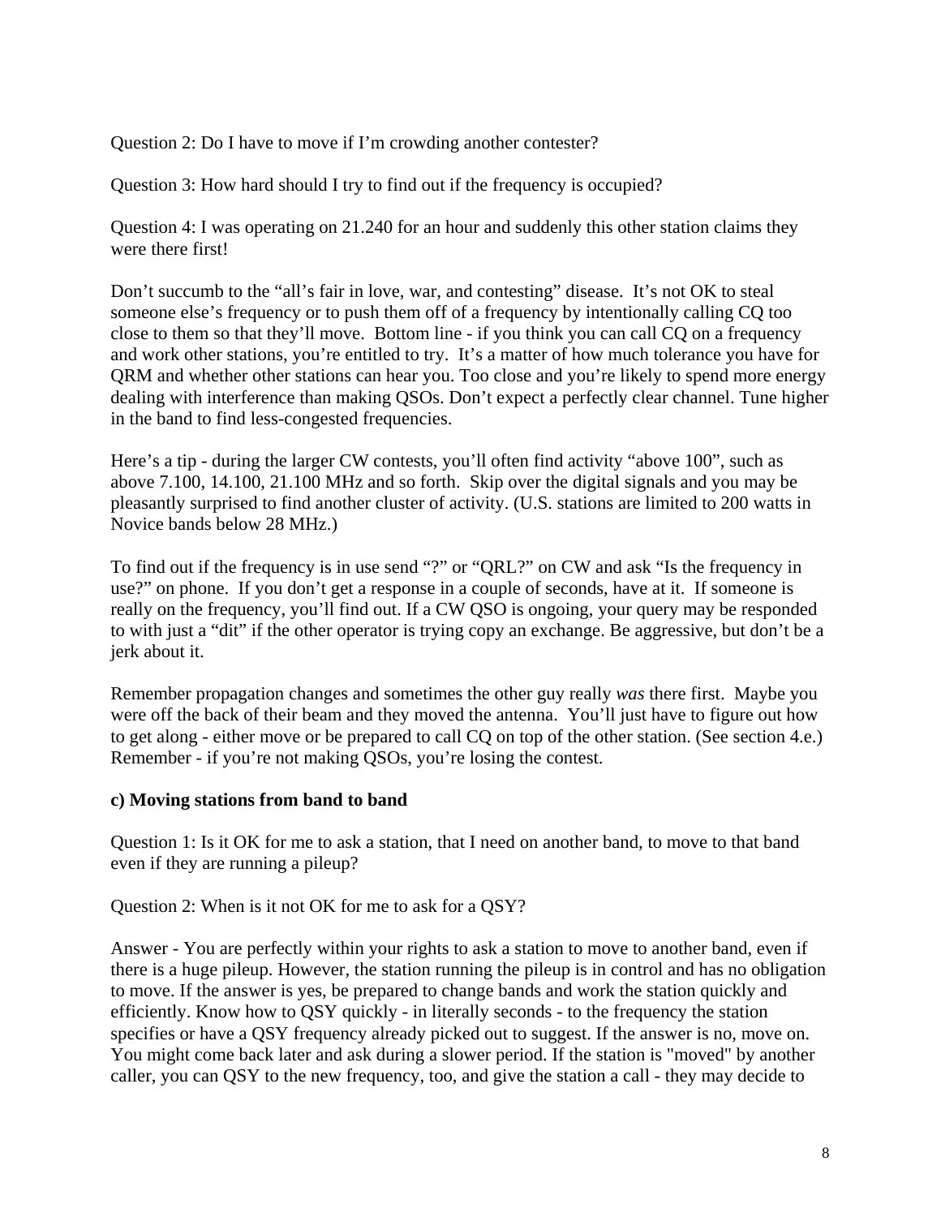Question 2: Do I have to move if I'm crowding another contester?

Question 3: How hard should I try to find out if the frequency is occupied?

Question 4: I was operating on 21.240 for an hour and suddenly this other station claims they were there first!

Don't succumb to the "all's fair in love, war, and contesting" disease. It's not OK to steal someone else's frequency or to push them off of a frequency by intentionally calling CQ too close to them so that they'll move. Bottom line - if you think you can call CQ on a frequency and work other stations, you're entitled to try. It's a matter of how much tolerance you have for QRM and whether other stations can hear you. Too close and you're likely to spend more energy dealing with interference than making QSOs. Don't expect a perfectly clear channel. Tune higher in the band to find less-congested frequencies.

Here's a tip - during the larger CW contests, you'll often find activity "above 100", such as above 7.100, 14.100, 21.100 MHz and so forth. Skip over the digital signals and you may be pleasantly surprised to find another cluster of activity. (U.S. stations are limited to 200 watts in Novice bands below 28 MHz.)

To find out if the frequency is in use send "?" or "QRL?" on CW and ask "Is the frequency in use?" on phone. If you don't get a response in a couple of seconds, have at it. If someone is really on the frequency, you'll find out. If a CW QSO is ongoing, your query may be responded to with just a "dit" if the other operator is trying copy an exchange. Be aggressive, but don't be a jerk about it.

Remember propagation changes and sometimes the other guy really *was* there first. Maybe you were off the back of their beam and they moved the antenna. You'll just have to figure out how to get along - either move or be prepared to call CQ on top of the other station. (See section 4.e.) Remember - if you're not making QSOs, you're losing the contest.

**c) Moving stations from band to band**

Question 1: Is it OK for me to ask a station, that I need on another band, to move to that band even if they are running a pileup?

Question 2: When is it not OK for me to ask for a QSY?

Answer - You are perfectly within your rights to ask a station to move to another band, even if there is a huge pileup. However, the station running the pileup is in control and has no obligation to move. If the answer is yes, be prepared to change bands and work the station quickly and efficiently. Know how to QSY quickly - in literally seconds - to the frequency the station specifies or have a QSY frequency already picked out to suggest. If the answer is no, move on. You might come back later and ask during a slower period. If the station is "moved" by another caller, you can QSY to the new frequency, too, and give the station a call - they may decide to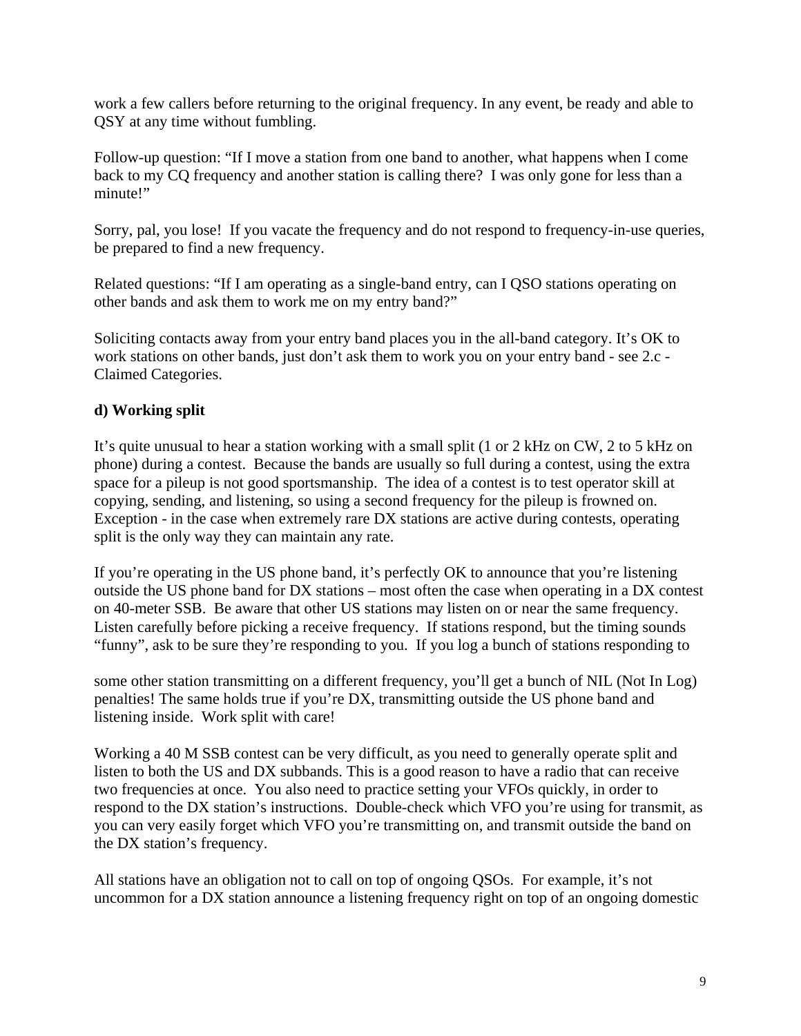work a few callers before returning to the original frequency. In any event, be ready and able to QSY at any time without fumbling.

Follow-up question: "If I move a station from one band to another, what happens when I come back to my CQ frequency and another station is calling there? I was only gone for less than a minute!"

Sorry, pal, you lose! If you vacate the frequency and do not respond to frequency-in-use queries, be prepared to find a new frequency.

Related questions: "If I am operating as a single-band entry, can I QSO stations operating on other bands and ask them to work me on my entry band?"

Soliciting contacts away from your entry band places you in the all-band category. It's OK to work stations on other bands, just don't ask them to work you on your entry band - see 2.c - Claimed Categories.

**d) Working split**

It's quite unusual to hear a station working with a small split (1 or 2 kHz on CW, 2 to 5 kHz on phone) during a contest. Because the bands are usually so full during a contest, using the extra space for a pileup is not good sportsmanship. The idea of a contest is to test operator skill at copying, sending, and listening, so using a second frequency for the pileup is frowned on. Exception - in the case when extremely rare DX stations are active during contests, operating split is the only way they can maintain any rate.

If you're operating in the US phone band, it's perfectly OK to announce that you're listening outside the US phone band for DX stations – most often the case when operating in a DX contest on 40-meter SSB. Be aware that other US stations may listen on or near the same frequency. Listen carefully before picking a receive frequency. If stations respond, but the timing sounds "funny", ask to be sure they're responding to you. If you log a bunch of stations responding to some other station transmitting on a different frequency, you'll get a bunch of NIL (Not In Log) penalties! The same holds true if you're DX, transmitting outside the US phone band and listening inside. Work split with care!

Working a 40 M SSB contest can be very difficult, as you need to generally operate split and listen to both the US and DX subbands. This is a good reason to have a radio that can receive two frequencies at once. You also need to practice setting your VFOs quickly, in order to respond to the DX station's instructions. Double-check which VFO you're using for transmit, as you can very easily forget which VFO you're transmitting on, and transmit outside the band on the DX station's frequency.

All stations have an obligation not to call on top of ongoing QSOs. For example, it's not uncommon for a DX station announce a listening frequency right on top of an ongoing domestic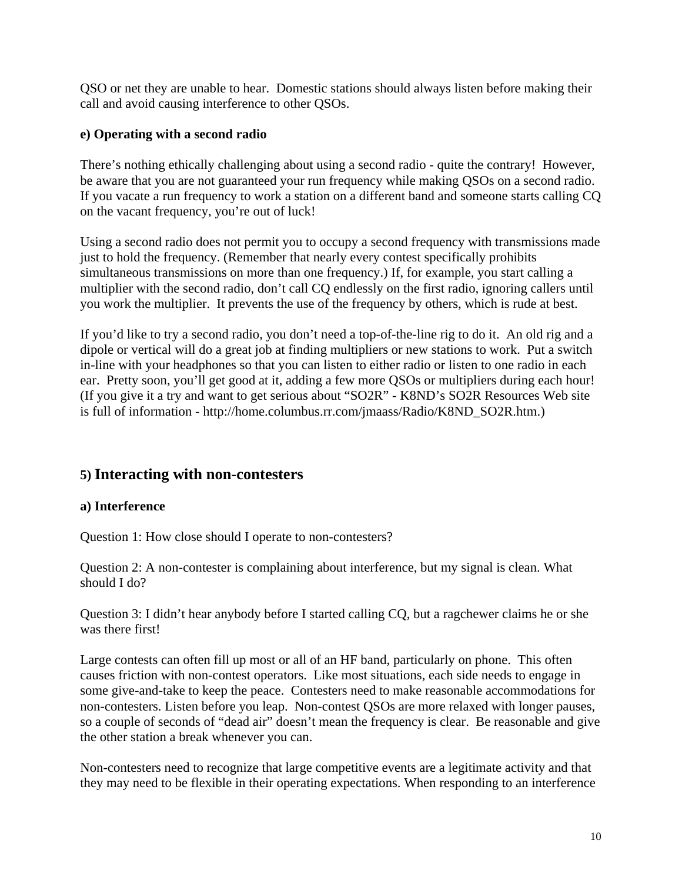QSO or net they are unable to hear.  Domestic stations should always listen before making their call and avoid causing interference to other QSOs.

**e) Operating with a second radio**

There's nothing ethically challenging about using a second radio - quite the contrary!  However, be aware that you are not guaranteed your run frequency while making QSOs on a second radio. If you vacate a run frequency to work a station on a different band and someone starts calling CQ on the vacant frequency, you're out of luck!

Using a second radio does not permit you to occupy a second frequency with transmissions made just to hold the frequency. (Remember that nearly every contest specifically prohibits simultaneous transmissions on more than one frequency.) If, for example, you start calling a multiplier with the second radio, don't call CQ endlessly on the first radio, ignoring callers until you work the multiplier.  It prevents the use of the frequency by others, which is rude at best.

If you'd like to try a second radio, you don't need a top-of-the-line rig to do it.  An old rig and a dipole or vertical will do a great job at finding multipliers or new stations to work.  Put a switch in-line with your headphones so that you can listen to either radio or listen to one radio in each ear.  Pretty soon, you'll get good at it, adding a few more QSOs or multipliers during each hour! (If you give it a try and want to get serious about "SO2R" - K8ND's SO2R Resources Web site is full of information - http://home.columbus.rr.com/jmaass/Radio/K8ND_SO2R.htm.)

## 5) Interacting with non-contesters

**a) Interference**

Question 1: How close should I operate to non-contesters?

Question 2: A non-contester is complaining about interference, but my signal is clean. What should I do?

Question 3: I didn't hear anybody before I started calling CQ, but a ragchewer claims he or she was there first!

Large contests can often fill up most or all of an HF band, particularly on phone.  This often causes friction with non-contest operators.  Like most situations, each side needs to engage in some give-and-take to keep the peace.  Contesters need to make reasonable accommodations for non-contesters. Listen before you leap.  Non-contest QSOs are more relaxed with longer pauses, so a couple of seconds of "dead air" doesn't mean the frequency is clear.  Be reasonable and give the other station a break whenever you can.

Non-contesters need to recognize that large competitive events are a legitimate activity and that they may need to be flexible in their operating expectations. When responding to an interference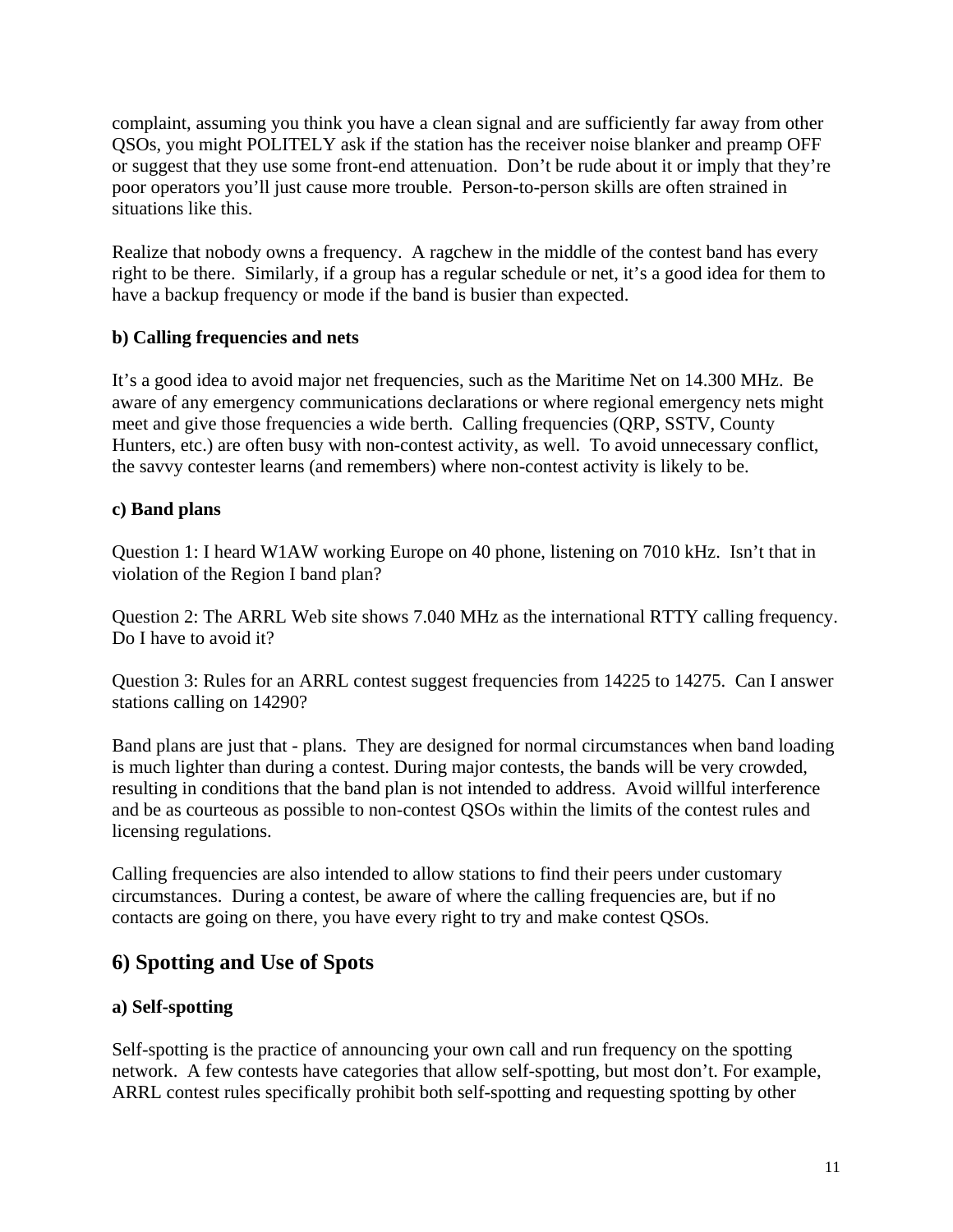complaint, assuming you think you have a clean signal and are sufficiently far away from other QSOs, you might POLITELY ask if the station has the receiver noise blanker and preamp OFF or suggest that they use some front-end attenuation. Don't be rude about it or imply that they're poor operators you'll just cause more trouble. Person-to-person skills are often strained in situations like this.

Realize that nobody owns a frequency. A ragchew in the middle of the contest band has every right to be there. Similarly, if a group has a regular schedule or net, it's a good idea for them to have a backup frequency or mode if the band is busier than expected.

**b) Calling frequencies and nets**

It's a good idea to avoid major net frequencies, such as the Maritime Net on 14.300 MHz. Be aware of any emergency communications declarations or where regional emergency nets might meet and give those frequencies a wide berth. Calling frequencies (QRP, SSTV, County Hunters, etc.) are often busy with non-contest activity, as well. To avoid unnecessary conflict, the savvy contester learns (and remembers) where non-contest activity is likely to be.

**c) Band plans**

Question 1: I heard W1AW working Europe on 40 phone, listening on 7010 kHz. Isn't that in violation of the Region I band plan?

Question 2: The ARRL Web site shows 7.040 MHz as the international RTTY calling frequency. Do I have to avoid it?

Question 3: Rules for an ARRL contest suggest frequencies from 14225 to 14275. Can I answer stations calling on 14290?

Band plans are just that - plans. They are designed for normal circumstances when band loading is much lighter than during a contest. During major contests, the bands will be very crowded, resulting in conditions that the band plan is not intended to address. Avoid willful interference and be as courteous as possible to non-contest QSOs within the limits of the contest rules and licensing regulations.

Calling frequencies are also intended to allow stations to find their peers under customary circumstances. During a contest, be aware of where the calling frequencies are, but if no contacts are going on there, you have every right to try and make contest QSOs.

## 6) Spotting and Use of Spots

**a) Self-spotting**

Self-spotting is the practice of announcing your own call and run frequency on the spotting network. A few contests have categories that allow self-spotting, but most don't. For example, ARRL contest rules specifically prohibit both self-spotting and requesting spotting by other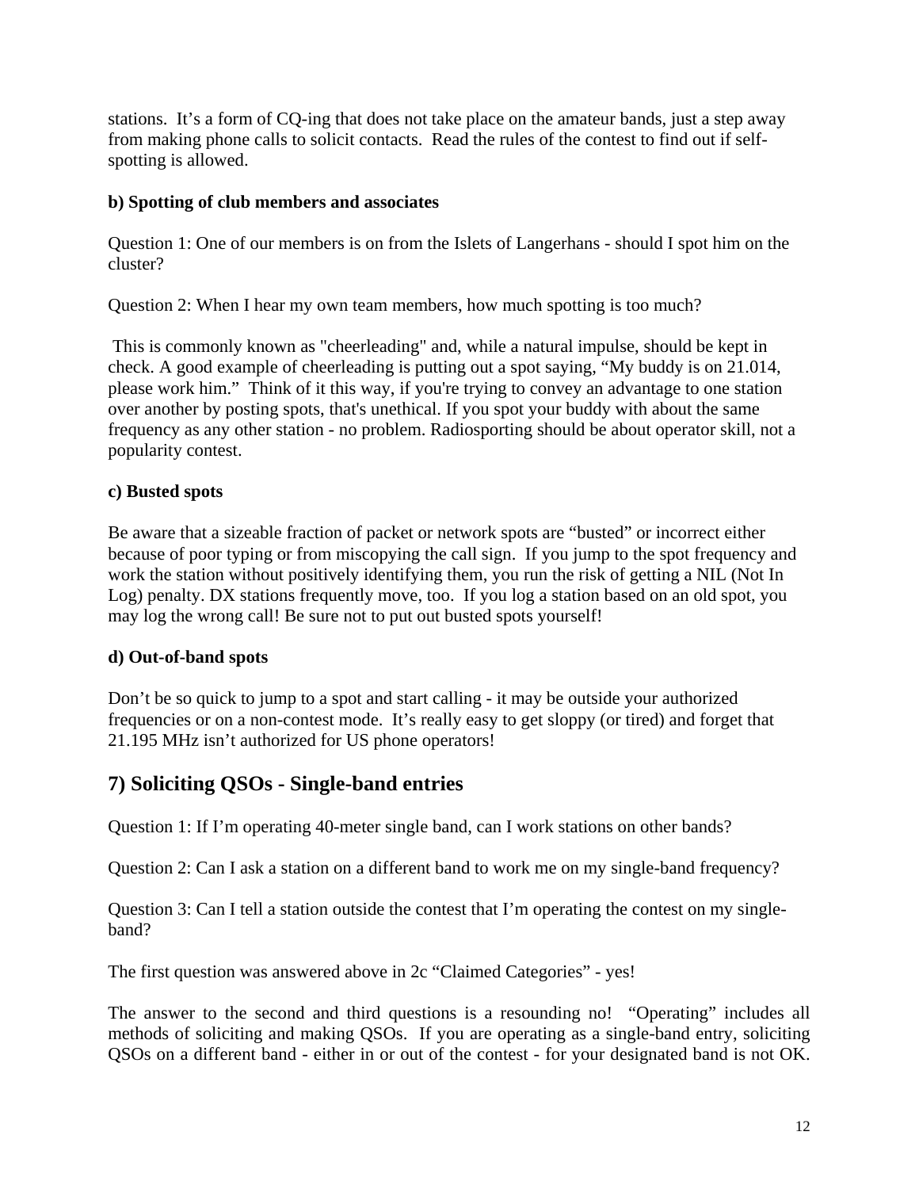stations. It's a form of CQ-ing that does not take place on the amateur bands, just a step away from making phone calls to solicit contacts. Read the rules of the contest to find out if self-spotting is allowed.

**b) Spotting of club members and associates**

Question 1: One of our members is on from the Islets of Langerhans - should I spot him on the cluster?

Question 2: When I hear my own team members, how much spotting is too much?

This is commonly known as "cheerleading" and, while a natural impulse, should be kept in check. A good example of cheerleading is putting out a spot saying, "My buddy is on 21.014, please work him." Think of it this way, if you're trying to convey an advantage to one station over another by posting spots, that's unethical. If you spot your buddy with about the same frequency as any other station - no problem. Radiosporting should be about operator skill, not a popularity contest.

**c) Busted spots**

Be aware that a sizeable fraction of packet or network spots are "busted" or incorrect either because of poor typing or from miscopying the call sign. If you jump to the spot frequency and work the station without positively identifying them, you run the risk of getting a NIL (Not In Log) penalty. DX stations frequently move, too. If you log a station based on an old spot, you may log the wrong call! Be sure not to put out busted spots yourself!

**d) Out-of-band spots**

Don't be so quick to jump to a spot and start calling - it may be outside your authorized frequencies or on a non-contest mode. It's really easy to get sloppy (or tired) and forget that 21.195 MHz isn't authorized for US phone operators!

## 7) Soliciting QSOs - Single-band entries

Question 1: If I'm operating 40-meter single band, can I work stations on other bands?

Question 2: Can I ask a station on a different band to work me on my single-band frequency?

Question 3: Can I tell a station outside the contest that I'm operating the contest on my single-band?

The first question was answered above in 2c "Claimed Categories" - yes!

The answer to the second and third questions is a resounding no! "Operating" includes all methods of soliciting and making QSOs. If you are operating as a single-band entry, soliciting QSOs on a different band - either in or out of the contest - for your designated band is not OK.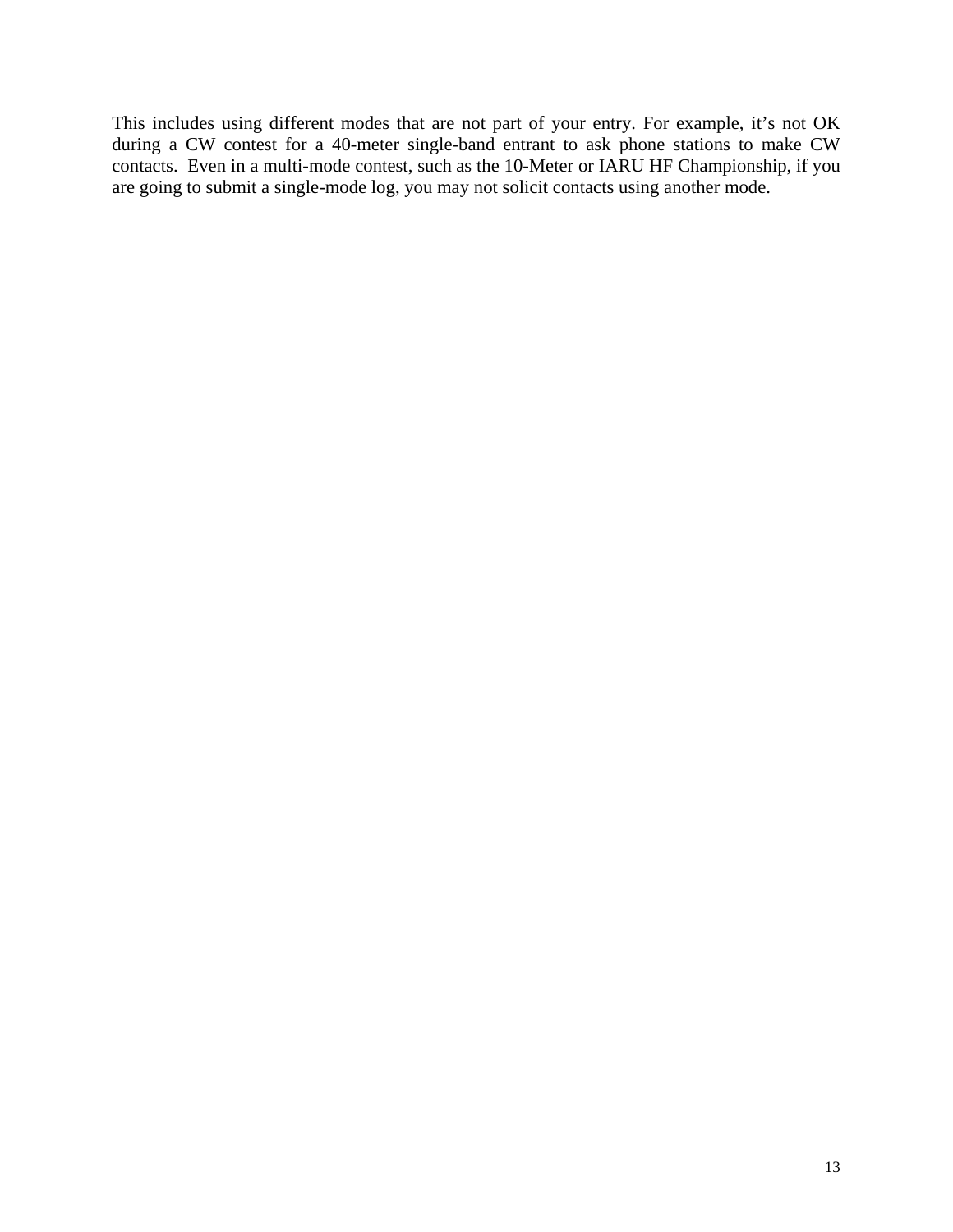This includes using different modes that are not part of your entry. For example, it's not OK during a CW contest for a 40-meter single-band entrant to ask phone stations to make CW contacts. Even in a multi-mode contest, such as the 10-Meter or IARU HF Championship, if you are going to submit a single-mode log, you may not solicit contacts using another mode.